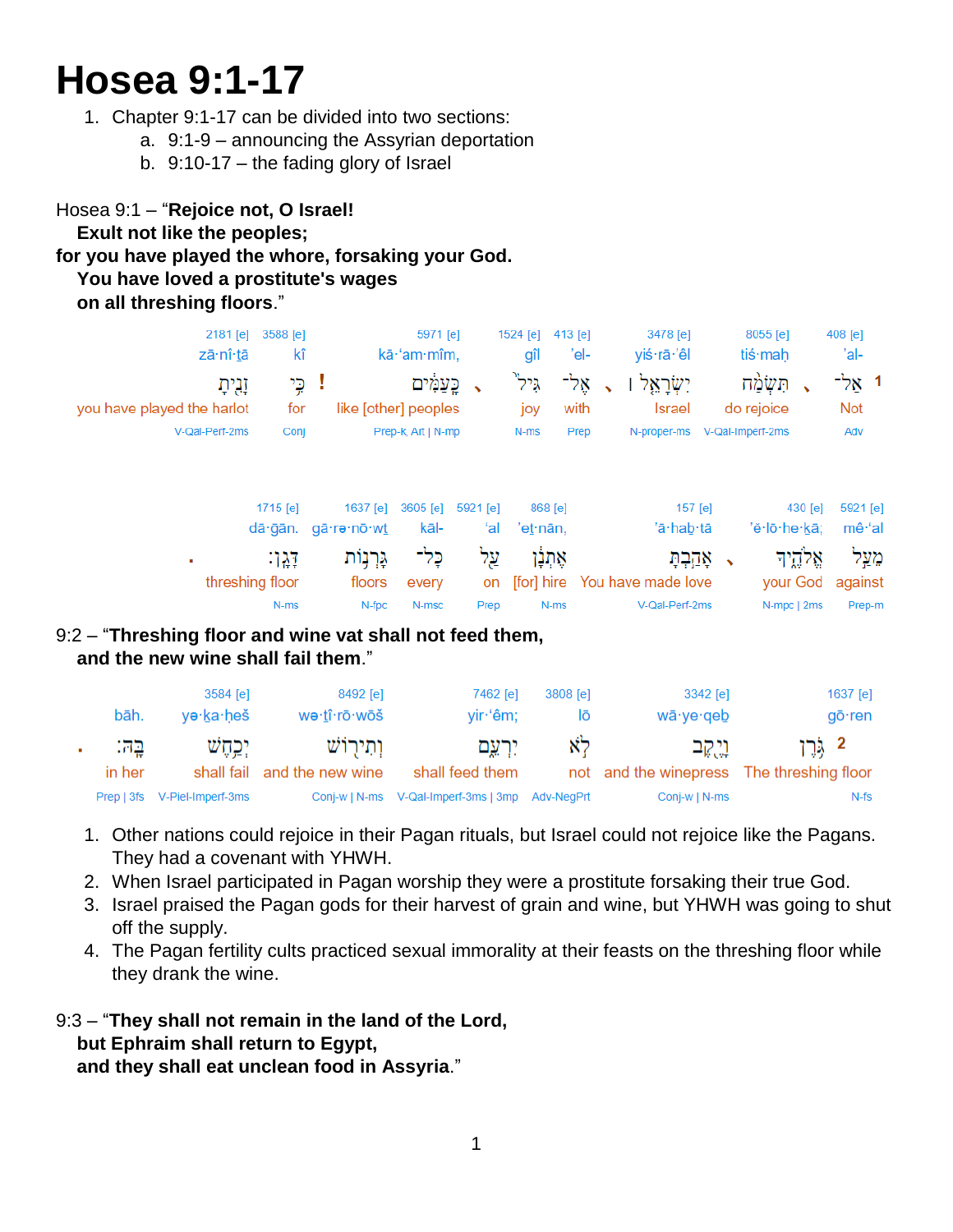# Hosea 9:1-17

1. Chapter 9:1-17 can be divided into two sections:
   a. 9:1-9 – announcing the Assyrian deportation
   b. 9:10-17 – the fading glory of Israel

Hosea 9:1 – "**Rejoice not, O Israel!**
**Exult not like the peoples;**
**for you have played the whore, forsaking your God.**
**You have loved a prostitute's wages**
**on all threshing floors**."

| 2181 [e] | 3588 [e] | 5971 [e] | 1524 [e] | 413 [e] | 3478 [e] | 8055 [e] | 408 [e] |
|---|---|---|---|---|---|---|---|
| zā·nî·ṯā | kî | kā·'am·mîm, | gîl | 'el- | yiś·rā·'êl | tiś·maḥ | 'al- |
| זָנִ֙יתָ֙ | כִּ֤י ! | כָּֽעַמִּ֔ים ׀ | גִּ֙יל֙ | אֶל־ ׀ | יִשְׂרָאֵ֤ל ׀ | תִּשְׂמַ֨ח ׀ | אַל־ 1 |
| you have played the harlot | for | like [other] peoples | joy | with | Israel | do rejoice | Not |
| V-Qal-Perf-2ms | Conj | Prep-k, Art \| N-mp | N-ms | Prep | N-proper-ms | V-Qal-Imperf-2ms | Adv |

| 1715 [e] | 1637 [e] | 3605 [e] | 5921 [e] | 868 [e] | 157 [e] | 430 [e] | 5921 [e] |
|---|---|---|---|---|---|---|---|
| dā·ḡān. | gā·rə·nō·wṯ | kāl- | 'al | 'eṯ·nān, | 'ā·haḇ·tā | 'ĕ·lō·he·ḵā; | mê·'al |
| דָּגָֽן׃ . | גָּרְנ֥וֹת | כָּל־ | עַ֖ל | אֶתְנָ֔ן | אָהַ֣בְתָּ ׀ | אֱלֹהֶ֑יךָ | מֵעַ֣ל |
| threshing floor | floors | every | on | [for] hire | You have made love | your God | against |
| N-ms | N-fpc | N-msc | Prep | N-ms | V-Qal-Perf-2ms | N-mpc \| 2ms | Prep-m |

9:2 – "**Threshing floor and wine vat shall not feed them,**
**and the new wine shall fail them**."

| | 3584 [e] | 8492 [e] | 7462 [e] | 3808 [e] | 3342 [e] | 1637 [e] |
|---|---|---|---|---|---|---|
| bāh. | yə·ḵa·ḥeš | wə·ṯî·rō·wōš | yir·'êm; | lō | wā·ye·qeḇ | gō·ren |
| בָּֽהּ׃ . | יְכַ֥חֶשׁ | וְתִיר֖וֹשׁ | יִרְעֵ֑ם | לֹ֣א | וָיֶ֖קֶב | גֹּ֥רֶן 2 |
| in her | shall fail | and the new wine | shall feed them | not | and the winepress | The threshing floor |
| Prep \| 3fs | V-Piel-Imperf-3ms | Conj-w \| N-ms | V-Qal-Imperf-3ms \| 3mp | Adv-NegPrt | Conj-w \| N-ms | N-fs |

1. Other nations could rejoice in their Pagan rituals, but Israel could not rejoice like the Pagans. They had a covenant with YHWH.
2. When Israel participated in Pagan worship they were a prostitute forsaking their true God.
3. Israel praised the Pagan gods for their harvest of grain and wine, but YHWH was going to shut off the supply.
4. The Pagan fertility cults practiced sexual immorality at their feasts on the threshing floor while they drank the wine.

9:3 – "**They shall not remain in the land of the Lord,**
**but Ephraim shall return to Egypt,**
**and they shall eat unclean food in Assyria**."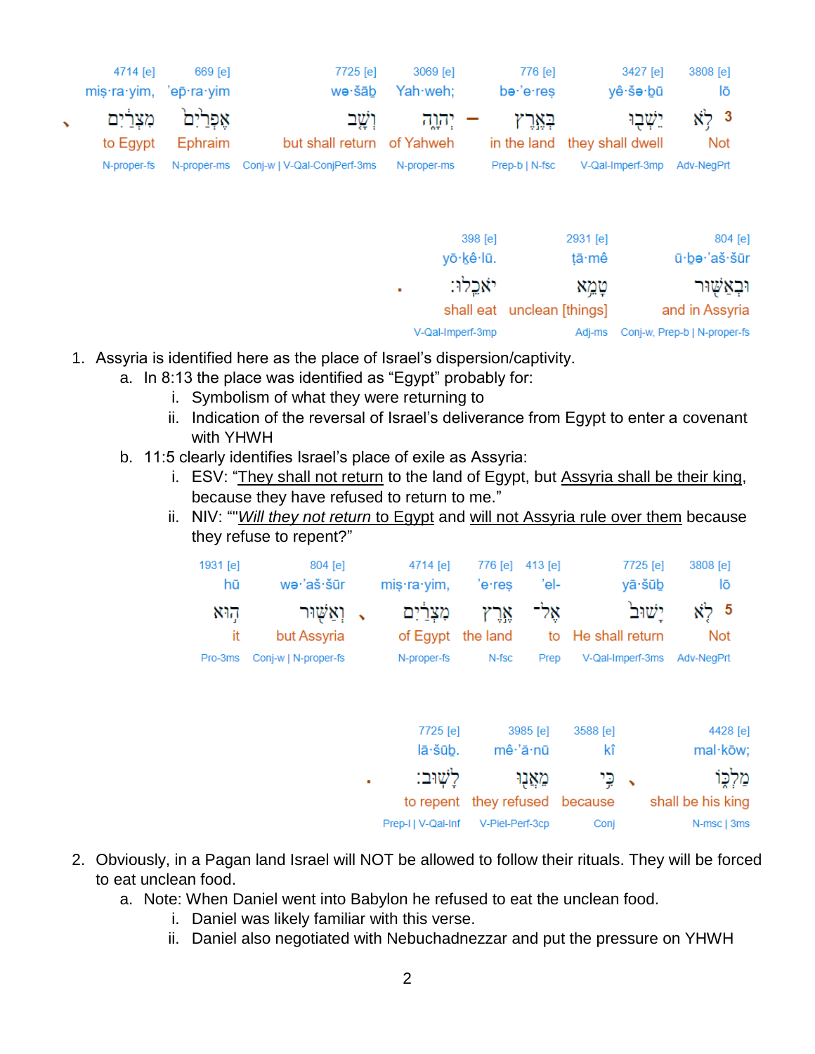| 4714 [e] | 669 [e] | | 7725 [e] | 3069 [e] | | 776 [e] | 3427 [e] | 3808 [e] | |
|---|---|---|---|---|---|---|---|---|---|
| miṣ·ra·yim, | 'ep̄·ra·yim | | wə·šāḇ | Yah·weh; | | bə·'e·reṣ | yê·šə·ḇū | lō | |
| מִצְרַ֖יִם ׃ | אֶפְרַ֙יִם֙ | | וְשָׁ֤ב | יְהוָ֑ה | – | בְּאֶ֣רֶץ | יֵשְׁב֖וּ | לֹ֥א | 3 |
| to Egypt | Ephraim | | but shall return | of Yahweh | | in the land | they shall dwell | Not | |
| N-proper-fs | N-proper-ms | | Conj-w \| V-Qal-ConjPerf-3ms | N-proper-ms | | Prep-b \| N-fsc | V-Qal-Imperf-3mp | Adv-NegPrt | |

| 398 [e] | 2931 [e] | 804 [e] |
|---|---|---|
| yō·ḵê·lū. | ṭā·mê | ū·ḇə·'aš·šūr |
| יֹאכֵֽלוּ׃ | טָמֵ֥א | וּבְאַשּׁ֖וּר |
| shall eat | unclean [things] | and in Assyria |
| V-Qal-Imperf-3mp | Adj-ms | Conj-w, Prep-b \| N-proper-fs |

1. Assyria is identified here as the place of Israel's dispersion/captivity.
   a. In 8:13 the place was identified as "Egypt" probably for:
      i. Symbolism of what they were returning to
      ii. Indication of the reversal of Israel's deliverance from Egypt to enter a covenant with YHWH
   b. 11:5 clearly identifies Israel's place of exile as Assyria:
      i. ESV: "They shall not return to the land of Egypt, but Assyria shall be their king, because they have refused to return to me."
      ii. NIV: ""*Will they not return* to Egypt and will not Assyria rule over them because they refuse to repent?"

| 1931 [e] | 804 [e] | 4714 [e] | 776 [e] | 413 [e] | 7725 [e] | 3808 [e] | |
|---|---|---|---|---|---|---|---|
| hū | wə·'aš·šūr | miṣ·ra·yim, | 'e·reṣ | 'el- | yā·šūḇ | lō | |
| ה֣וּא | וְאַשּׁ֖וּר | מִצְרַ֔יִם ׃ | אֶ֣רֶץ | אֶל־ | יָשׁוּב֙ | לֹ֤א | 5 |
| it | but Assyria | of Egypt | the land | to | He shall return | Not | |
| Pro-3ms | Conj-w \| N-proper-fs | N-proper-fs | N-fsc | Prep | V-Qal-Imperf-3ms | Adv-NegPrt | |

| 7725 [e] | 3985 [e] | 3588 [e] | 4428 [e] |
|---|---|---|---|
| lā·šūḇ. | mê·'ă·nū | kî | mal·kōw; |
| לָשֽׁוּב׃ | מֵאֲנ֖וּ | כִּ֥י | מַלְכּ֑וֹ |
| to repent | they refused | because | shall be his king |
| Prep-l \| V-Qal-Inf | V-Piel-Perf-3cp | Conj | N-msc \| 3ms |

2. Obviously, in a Pagan land Israel will NOT be allowed to follow their rituals. They will be forced to eat unclean food.
   a. Note: When Daniel went into Babylon he refused to eat the unclean food.
      i. Daniel was likely familiar with this verse.
      ii. Daniel also negotiated with Nebuchadnezzar and put the pressure on YHWH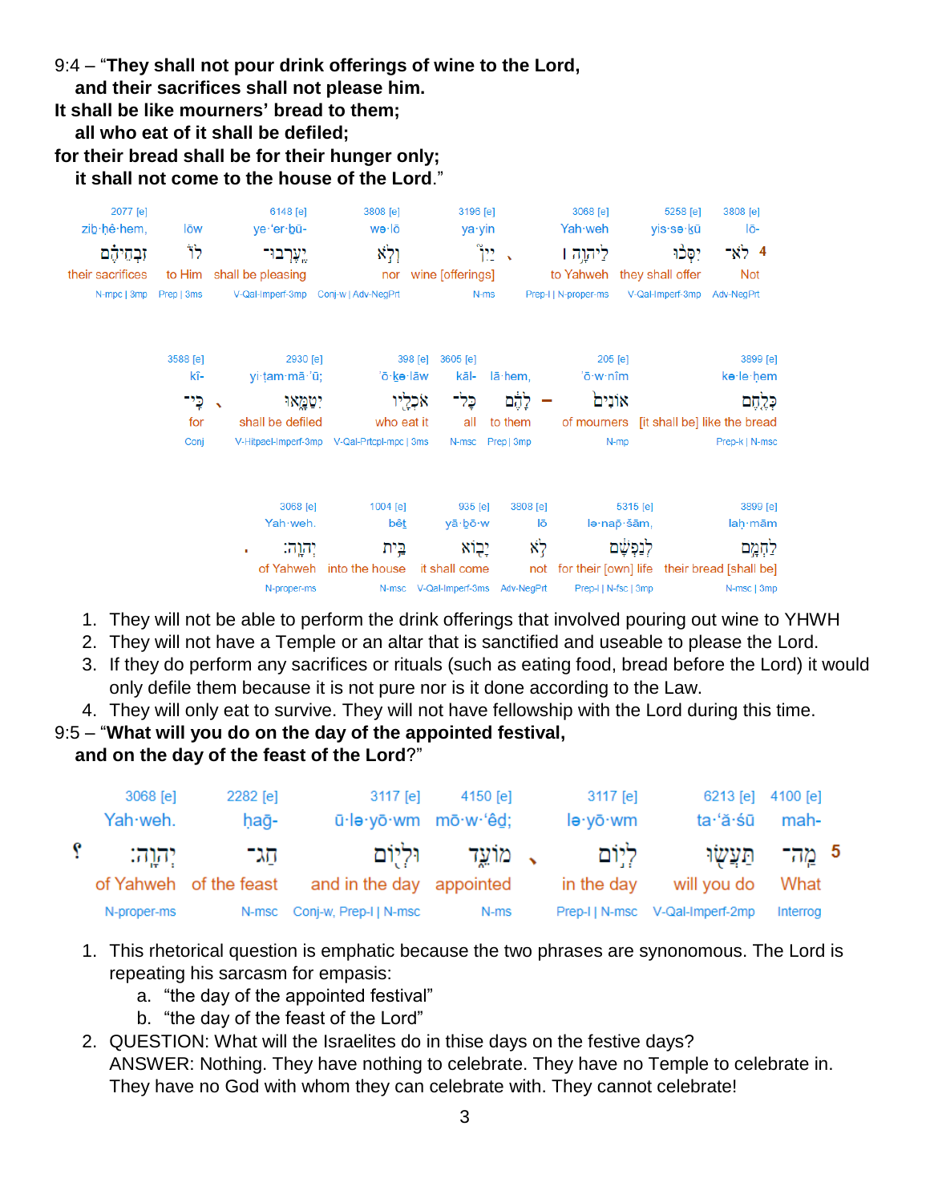9:4 – "**They shall not pour drink offerings of wine to the Lord,**
**and their sacrifices shall not please him.**
**It shall be like mourners' bread to them;**
**all who eat of it shall be defiled;**
**for their bread shall be for their hunger only;**
**it shall not come to the house of the Lord**."

| 2077 [e] | | 6148 [e] | 3808 [e] | 3196 [e] | 3068 [e] | 5258 [e] | 3808 [e] | |
|---|---|---|---|---|---|---|---|---|
| ziḇ·ḥê·hem, | lōw | ye·'er·ḇū- | wə·lō | ya·yin | Yah·weh | yis·sə·ḵū | lō- | |
| זִבְחֵיהֶ֔ם | ל֔וֹ | יֶעֶרְבוּ־ | וְלֹ֤א | יַ֙יִן֙ | לַיהוָ֣ה ׀ | יִסְּכ֨וּ | לֹא־ | 4 |
| their sacrifices | to Him | shall be pleasing | nor | wine [offerings] | to Yahweh | they shall offer | Not | |
| N-mpc \| 3mp | Prep \| 3ms | V-Qal-Imperf-3mp | Conj-w \| Adv-NegPrt | N-ms | Prep-l \| N-proper-ms | V-Qal-Imperf-3mp | Adv-NegPrt | |

| 3588 [e] | 2930 [e] | 398 [e] | 3605 [e] | | 205 [e] | 3899 [e] |
|---|---|---|---|---|---|---|
| kî- | yi·ṭam·mā·'ū; | 'ō·ḵə·lāw | kāl- | lā·hem, | 'ō·w·nîm | kə·le·ḥem |
| כִּֽי־ | יִטַּמָּ֑אוּ | אֹֽכְלָ֖יו | כָּל־ | לָהֶ֔ם | אוֹנִ֣ים | כְּלֶ֧חֶם |
| for | shall be defiled | who eat it | all | to them | of mourners | [it shall be] like the bread |
| Conj | V-Hitpael-Imperf-3mp | V-Qal-Prtcpl-mpc \| 3ms | N-msc | Prep \| 3mp | N-mp | Prep-k \| N-msc |

| 3068 [e] | 1004 [e] | 935 [e] | 3808 [e] | 5315 [e] | 3899 [e] |
|---|---|---|---|---|---|
| Yah·weh. | bêṯ | yā·ḇō·w | lō | lə·nap̄·šām, | laḥ·mām |
| יְהוָֽה׃ | בֵּ֥ית | יָב֖וֹא | לֹ֥א | לְנַפְשָׁ֔ם | לַחְמָ֣ם |
| of Yahweh | into the house | it shall come | not | for their [own] life | their bread [shall be] |
| N-proper-ms | N-msc | V-Qal-Imperf-3ms | Adv-NegPrt | Prep-l \| N-fsc \| 3mp | N-msc \| 3mp |

1. They will not be able to perform the drink offerings that involved pouring out wine to YHWH
2. They will not have a Temple or an altar that is sanctified and useable to please the Lord.
3. If they do perform any sacrifices or rituals (such as eating food, bread before the Lord) it would only defile them because it is not pure nor is it done according to the Law.
4. They will only eat to survive. They will not have fellowship with the Lord during this time.

9:5 – "**What will you do on the day of the appointed festival,**
**and on the day of the feast of the Lord**?"

| 3068 [e] | 2282 [e] | 3117 [e] | 4150 [e] | 3117 [e] | 6213 [e] | 4100 [e] | |
|---|---|---|---|---|---|---|---|
| Yah·weh. | ḥaḡ- | ū·lə·yō·wm | mō·w·'êḏ; | lə·yō·wm | ta·'ă·śū | mah- | |
| יְהוָֽה׃ | חַג־ | וּלְי֖וֹם | מוֹעֵ֑ד | לְי֣וֹם | תַּעֲשׂ֖וּ | מַה־ | 5 |
| of Yahweh | of the feast | and in the day | appointed | in the day | will you do | What | |
| N-proper-ms | N-msc | Conj-w, Prep-l \| N-msc | N-ms | Prep-l \| N-msc | V-Qal-Imperf-2mp | Interrog | |

1. This rhetorical question is emphatic because the two phrases are synonomous. The Lord is repeating his sarcasm for empasis:
   a. "the day of the appointed festival"
   b. "the day of the feast of the Lord"
2. QUESTION: What will the Israelites do in thise days on the festive days?
   ANSWER: Nothing. They have nothing to celebrate. They have no Temple to celebrate in. They have no God with whom they can celebrate with. They cannot celebrate!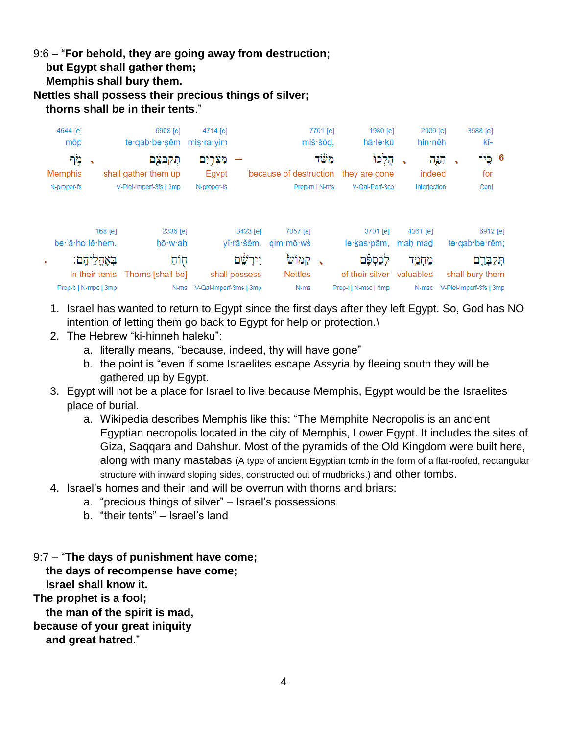9:6 – "**For behold, they are going away from destruction;**
**but Egypt shall gather them;**
**Memphis shall bury them.**
**Nettles shall possess their precious things of silver;**
**thorns shall be in their tents**."

| 4644 [e] | 6908 [e] | 4714 [e] | 7701 [e] | 1980 [e] | 2009 [e] | 3588 [e] |
|---|---|---|---|---|---|---|
| mōp̄ | tə·qab·bə·ṣêm | miṣ·ra·yim | miš·šōḏ, | hā·lə·ḵū | hin·nêh | kî- |
| מֹ֣ף ׀ | תְּקַבְּצֵ֖ם | מִצְרַ֥יִם – | מִשֹּׁ֗ד | הָלְכוּ֙ ׀ | הִנֵּ֤ה ׀ | כִּֽי־ 6 |
| Memphis | shall gather them up | Egypt | because of destruction | they are gone | indeed | for |
| N-proper-fs | V-Piel-Imperf-3fs \| 3mp | N-proper-fs | Prep-m \| N-ms | V-Qal-Perf-3cp | Interjection | Conj |

| 168 [e] | 2336 [e] | 3423 [e] | 7057 [e] | 3701 [e] | 4261 [e] | 6912 [e] |
|---|---|---|---|---|---|---|
| bə·’ā·ho·lê·hem. | ḥō·w·aḥ | yî·rā·šêm, | qim·mō·wś | lə·ḵas·pām, | maḥ·mad | tə·qab·bə·rêm; |
| בְּאָהֳלֵיהֶֽם׃ . | ח֖וֹחַ | יִֽירָשֵׁ֔ם | קִמּוֹשׂ֙ ׀ | לְכַסְפָּ֗ם | מַחְמַ֣ד | תְּקַבְּרֵ֑ם |
| in their tents | Thorns [shall be] | shall possess | Nettles | of their silver | valuables | shall bury them |
| Prep-b \| N-mpc \| 3mp | N-ms | V-Qal-Imperf-3ms \| 3mp | N-ms | Prep-l \| N-msc \| 3mp | N-msc | V-Piel-Imperf-3fs \| 3mp |

1. Israel has wanted to return to Egypt since the first days after they left Egypt. So, God has NO intention of letting them go back to Egypt for help or protection.\
2. The Hebrew "ki-hinneh haleku":
   a. literally means, "because, indeed, thy will have gone"
   b. the point is "even if some Israelites escape Assyria by fleeing south they will be gathered up by Egypt.
3. Egypt will not be a place for Israel to live because Memphis, Egypt would be the Israelites place of burial.
   a. Wikipedia describes Memphis like this: "The Memphite Necropolis is an ancient Egyptian necropolis located in the city of Memphis, Lower Egypt. It includes the sites of Giza, Saqqara and Dahshur. Most of the pyramids of the Old Kingdom were built here, along with many mastabas (A type of ancient Egyptian tomb in the form of a flat-roofed, rectangular structure with inward sloping sides, constructed out of mudbricks.) and other tombs.
4. Israel's homes and their land will be overrun with thorns and briars:
   a. "precious things of silver" – Israel's possessions
   b. "their tents" – Israel's land

9:7 – "**The days of punishment have come;**
**the days of recompense have come;**
**Israel shall know it.**
**The prophet is a fool;**
**the man of the spirit is mad,**
**because of your great iniquity**
**and great hatred**."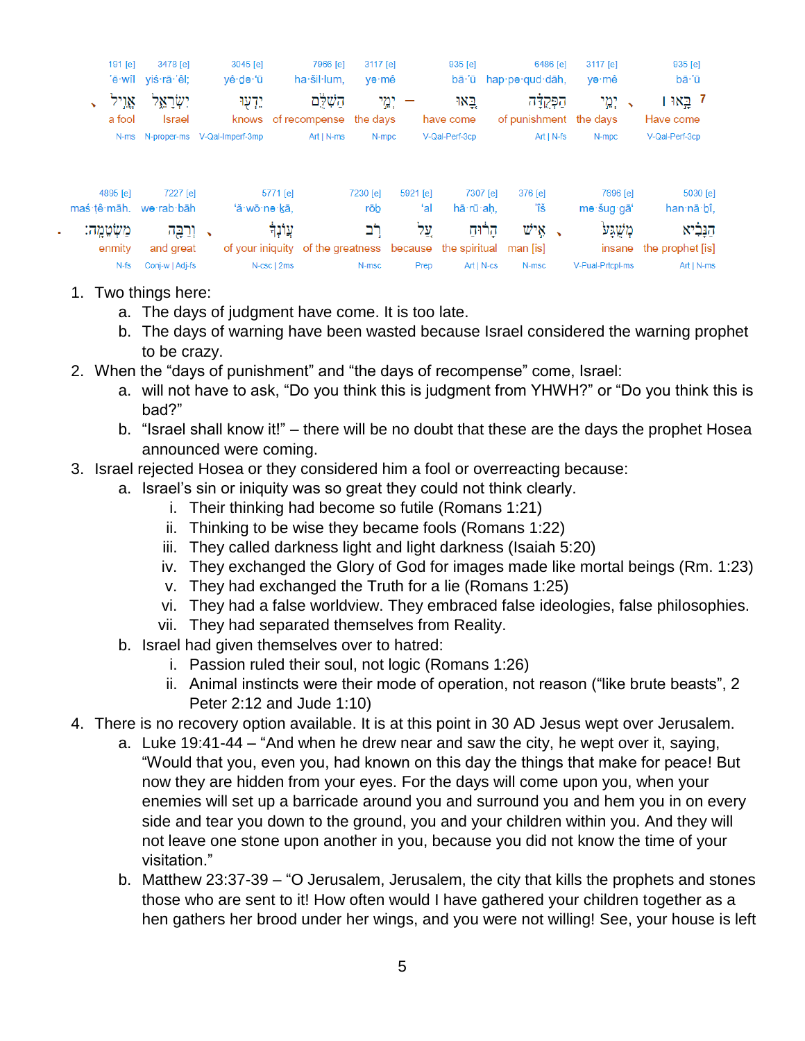| 191 [e] | 3478 [e] | 3045 [e] | 7966 [e] | 3117 [e] | 935 [e] | 6486 [e] | 3117 [e] | 935 [e] |
|---|---|---|---|---|---|---|---|---|
| 'ĕ·wîl | yiś·rā·'êl; | yê·ḏə·'ū | ha·šil·lum, | yə·mê | bā·'ū | hap·pə·qud·dāh, | yə·mê | bā·'ū |
| אֱוִיל | יִשְׂרָאֵל | יֵדְעוּ | הַשִּׁלֻּם | יְמֵי — | בָּאוּ | הַפְּקֻדָּה | יְמֵי | בָּאוּ ׀ 7 |
| a fool | Israel | knows | of recompense | the days | have come | of punishment | the days | Have come |
| N-ms | N-proper-ms | V-Qal-Imperf-3mp | Art \| N-ms | N-mpc | V-Qal-Perf-3cp | Art \| N-fs | N-mpc | V-Qal-Perf-3cp |

| 4895 [e] | 7227 [e] | 5771 [e] | 7230 [e] | 5921 [e] | 7307 [e] | 376 [e] | 7696 [e] | 5030 [e] |
|---|---|---|---|---|---|---|---|---|
| maś·ṭê·māh. | wə·rab·bāh | 'ă·wō·nə·ḵā, | rōḇ | 'al | hā·rū·aḥ | 'îš | mə·šug·gā' | han·nā·ḇî, |
| מַשְׂטֵמָה׃ | וְרַבָּה | עֲוֺנְךָ | רֹב | עַל | הָרוּחַ | אִישׁ | מְשֻׁגָּע | הַנָּבִיא |
| enmity | and great | of your iniquity | of the greatness | because | the spiritual | man [is] | insane | the prophet [is] |
| N-fs | Conj-w \| Adj-fs | N-csc \| 2ms | N-msc | Prep | Art \| N-cs | N-msc | V-Pual-Prtcpl-ms | Art \| N-ms |

1. Two things here:
   a. The days of judgment have come. It is too late.
   b. The days of warning have been wasted because Israel considered the warning prophet to be crazy.
2. When the "days of punishment" and "the days of recompense" come, Israel:
   a. will not have to ask, "Do you think this is judgment from YHWH?" or "Do you think this is bad?"
   b. "Israel shall know it!" – there will be no doubt that these are the days the prophet Hosea announced were coming.
3. Israel rejected Hosea or they considered him a fool or overreacting because:
   a. Israel's sin or iniquity was so great they could not think clearly.
      i. Their thinking had become so futile (Romans 1:21)
      ii. Thinking to be wise they became fools (Romans 1:22)
      iii. They called darkness light and light darkness (Isaiah 5:20)
      iv. They exchanged the Glory of God for images made like mortal beings (Rm. 1:23)
      v. They had exchanged the Truth for a lie (Romans 1:25)
      vi. They had a false worldview. They embraced false ideologies, false philosophies.
      vii. They had separated themselves from Reality.
   b. Israel had given themselves over to hatred:
      i. Passion ruled their soul, not logic (Romans 1:26)
      ii. Animal instincts were their mode of operation, not reason ("like brute beasts", 2 Peter 2:12 and Jude 1:10)
4. There is no recovery option available. It is at this point in 30 AD Jesus wept over Jerusalem.
   a. Luke 19:41-44 – "And when he drew near and saw the city, he wept over it, saying, "Would that you, even you, had known on this day the things that make for peace! But now they are hidden from your eyes. For the days will come upon you, when your enemies will set up a barricade around you and surround you and hem you in on every side and tear you down to the ground, you and your children within you. And they will not leave one stone upon another in you, because you did not know the time of your visitation."
   b. Matthew 23:37-39 – "O Jerusalem, Jerusalem, the city that kills the prophets and stones those who are sent to it! How often would I have gathered your children together as a hen gathers her brood under her wings, and you were not willing! See, your house is left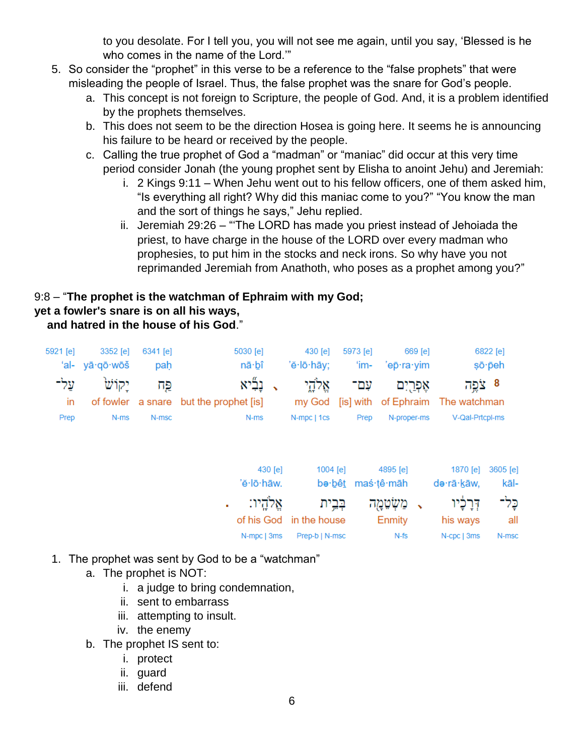to you desolate. For I tell you, you will not see me again, until you say, 'Blessed is he who comes in the name of the Lord.'"

5. So consider the "prophet" in this verse to be a reference to the "false prophets" that were misleading the people of Israel. Thus, the false prophet was the snare for God's people.
   a. This concept is not foreign to Scripture, the people of God. And, it is a problem identified by the prophets themselves.
   b. This does not seem to be the direction Hosea is going here. It seems he is announcing his failure to be heard or received by the people.
   c. Calling the true prophet of God a "madman" or "maniac" did occur at this very time period consider Jonah (the young prophet sent by Elisha to anoint Jehu) and Jeremiah:
      i. 2 Kings 9:11 – When Jehu went out to his fellow officers, one of them asked him, "Is everything all right? Why did this maniac come to you?" "You know the man and the sort of things he says," Jehu replied.
      ii. Jeremiah 29:26 – "'The LORD has made you priest instead of Jehoiada the priest, to have charge in the house of the LORD over every madman who prophesies, to put him in the stocks and neck irons. So why have you not reprimanded Jeremiah from Anathoth, who poses as a prophet among you?"

9:8 – "**The prophet is the watchman of Ephraim with my God;**
**yet a fowler's snare is on all his ways,**
**and hatred in the house of his God**."

| 5921 [e] | 3352 [e] | 6341 [e] | 5030 [e] | 430 [e] | 5973 [e] | 669 [e] | 6822 [e] |
|---|---|---|---|---|---|---|---|
| 'al- | yā·qō·wōš | paḥ | nā·ḇî | 'ĕ·lō·hāy; | 'im- | 'ep̄·ra·yim | ṣō·p̄eh |
| עַל־ | יָקוֹשׁ | פַּח | נָבִ֗יא | אֱלֹהָ֑י | עִם־ | אֶפְרַ֖יִם | 8 צֹפֶ֥ה |
| in | of fowler | a snare | but the prophet [is] | my God | [is] with | of Ephraim | The watchman |
| Prep | N-ms | N-msc | N-ms | N-mpc \| 1cs | Prep | N-proper-ms | V-Qal-Prtcpl-ms |

| 430 [e] | 1004 [e] | 4895 [e] | 1870 [e] | 3605 [e] |
|---|---|---|---|---|
| 'ĕ·lō·hāw. | bə·ḇêṯ | maś·ṭê·māh | də·rā·ḵāw, | kāl- |
| אֱלֹהָֽיו׃ | בְּבֵ֥ית | מַשְׂטֵמָ֖ה | דְּרָכָ֔יו | כָּל־ |
| of his God | in the house | Enmity | his ways | all |
| N-mpc \| 3ms | Prep-b \| N-msc | N-fs | N-cpc \| 3ms | N-msc |

1. The prophet was sent by God to be a "watchman"
   a. The prophet is NOT:
      i. a judge to bring condemnation,
      ii. sent to embarrass
      iii. attempting to insult.
      iv. the enemy
   b. The prophet IS sent to:
      i. protect
      ii. guard
      iii. defend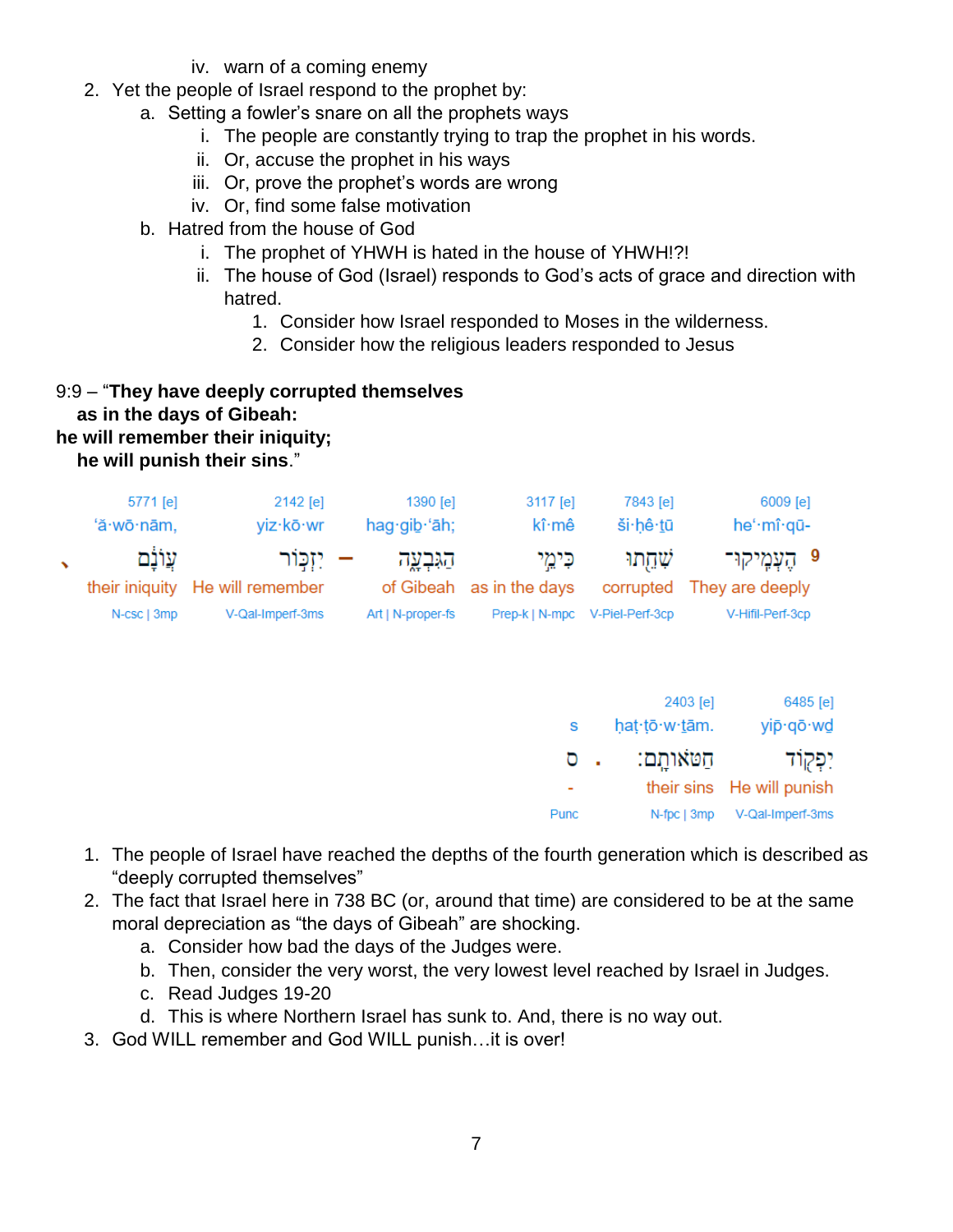iv. warn of a coming enemy

2. Yet the people of Israel respond to the prophet by:
   a. Setting a fowler's snare on all the prophets ways
      i. The people are constantly trying to trap the prophet in his words.
      ii. Or, accuse the prophet in his ways
      iii. Or, prove the prophet's words are wrong
      iv. Or, find some false motivation
   b. Hatred from the house of God
      i. The prophet of YHWH is hated in the house of YHWH!?!
      ii. The house of God (Israel) responds to God's acts of grace and direction with hatred.
         1. Consider how Israel responded to Moses in the wilderness.
         2. Consider how the religious leaders responded to Jesus

9:9 – "**They have deeply corrupted themselves**
   **as in the days of Gibeah:**
**he will remember their iniquity;**
   **he will punish their sins**."

| 9 | | | | | | | |
|---|---|---|---|---|---|---|---|
| 6009 [e] | 7843 [e] | 3117 [e] | 1390 [e] | | 2142 [e] | 5771 [e] | |
| he'·mî·qū- | ši·ḥê·ṯū | kî·mê | hag·giḇ·'āh; | | yiz·kō·wr | 'ă·wō·nām, | |
| הֶעְמִֽיקוּ־ | שִׁחֵ֖תוּ | כִּימֵ֣י | הַגִּבְעָ֑ה | – | יִזְכּ֣וֹר | עֲוֺנָ֔ם | ׳ |
| They are deeply | corrupted | as in the days | of Gibeah | | He will remember | their iniquity | |
| V-Hifil-Perf-3cp | V-Piel-Perf-3cp | Prep-k \| N-mpc | Art \| N-proper-fs | | V-Qal-Imperf-3ms | N-csc \| 3mp | |

| | | | |
|---|---|---|---|
| 6485 [e] | 2403 [e] | | |
| yip̄·qō·wḏ | ḥaṭ·ṭō·w·ṯām. | | s |
| יִפְק֖וֹד | חַטֹּאותָֽם׃ | . | ס |
| He will punish | their sins | | - |
| V-Qal-Imperf-3ms | N-fpc \| 3mp | | Punc |

1. The people of Israel have reached the depths of the fourth generation which is described as "deeply corrupted themselves"
2. The fact that Israel here in 738 BC (or, around that time) are considered to be at the same moral depreciation as "the days of Gibeah" are shocking.
   a. Consider how bad the days of the Judges were.
   b. Then, consider the very worst, the very lowest level reached by Israel in Judges.
   c. Read Judges 19-20
   d. This is where Northern Israel has sunk to. And, there is no way out.
3. God WILL remember and God WILL punish…it is over!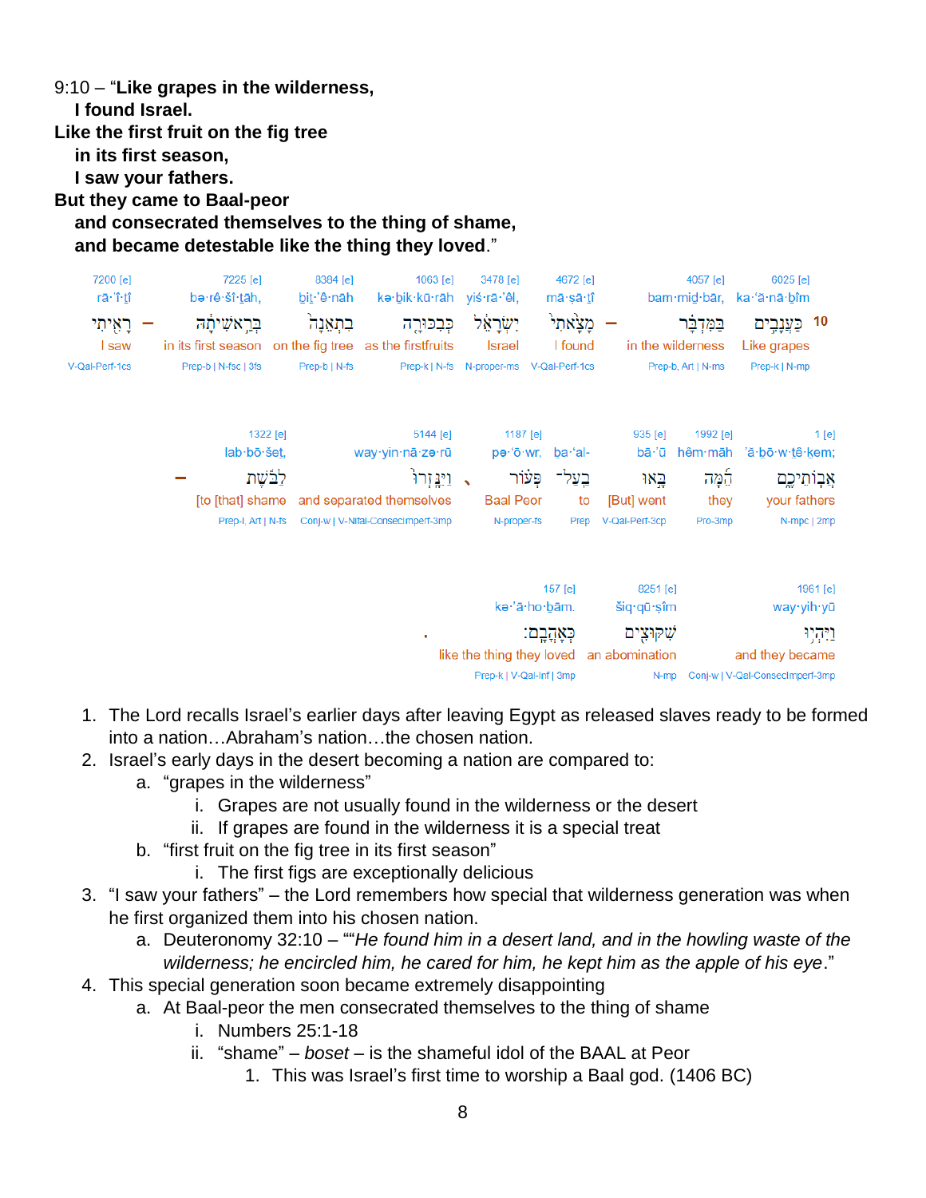9:10 – "**Like grapes in the wilderness,**
**I found Israel.**
**Like the first fruit on the fig tree**
**in its first season,**
**I saw your fathers.**
**But they came to Baal-peor**
**and consecrated themselves to the thing of shame,**
**and became detestable like the thing they loved**."

| 7200 [e] | | 7225 [e] | 8384 [e] | 1063 [e] | 3478 [e] | 4672 [e] | | 4057 [e] | 6025 [e] | |
|---|---|---|---|---|---|---|---|---|---|---|
| rā·'î·ṯî | | bə·rê·šî·ṯāh, | ḇiṯ·'ê·nāh | kə·ḇik·kū·rāh | yiś·rā·'êl, | mā·ṣā·ṯî | | bam·miḏ·bār, | ka·'ă·nā·ḇîm | |
| רָאִ֖יתִי | – | בְּרֵאשִׁיתָ֔הּ | בִּתְאֵנָה֙ | כְּבִכּוּרָ֤ה | יִשְׂרָאֵ֔ל | מָצָ֣אתִי | – | בַּמִּדְבָּר֙ | כַּעֲנָבִ֣ים | 10 |
| I saw | | in its first season | on the fig tree | as the firstfruits | Israel | I found | | in the wilderness | Like grapes | |
| V-Qal-Perf-1cs | | Prep-b \| N-fsc \| 3fs | Prep-b \| N-fs | Prep-k \| N-fs | N-proper-ms | V-Qal-Perf-1cs | | Prep-b, Art \| N-ms | Prep-k \| N-mp | |

| | 1322 [e] | 5144 [e] | | 1187 [e] | | 935 [e] | 1992 [e] | 1 [e] |
|---|---|---|---|---|---|---|---|---|
| | lab·bō·šeṯ, | way·yin·nā·zə·rū | | pə·'ō·wr, | ba·'al- | bā·'ū | hêm·māh | 'ă·ḇō·w·ṯê·ḵem; |
| – | לַבֹּ֔שֶׁת | וַיִּנָּֽזְרוּ֙ | ، | פְע֗וֹר | בַֽעַל־ | בָּ֣אוּ | הֵ֜מָּה | אֲבֽוֹתֵיכֶ֑ם |
| | [to [that] shame | and separated themselves | | Baal Peor | to | [But] went | they | your fathers |
| | Prep-l, Art \| N-fs | Conj-w \| V-Nifal-ConsecImperf-3mp | | N-proper-fs | Prep | V-Qal-Perf-3cp | Pro-3mp | N-mpc \| 2mp |

| | 157 [e] | 8251 [e] | 1961 [e] |
|---|---|---|---|
| | kə·'ā·ho·ḇām. | šiq·qū·ṣîm | way·yih·yū |
| . | כְּאָהֳבָֽם׃ | שִׁקּוּצִ֖ים | וַיִּהְי֥וּ |
| | like the thing they loved | an abomination | and they became |
| | Prep-k \| V-Qal-Inf \| 3mp | N-mp | Conj-w \| V-Qal-ConsecImperf-3mp |

1. The Lord recalls Israel's earlier days after leaving Egypt as released slaves ready to be formed into a nation…Abraham's nation…the chosen nation.
2. Israel's early days in the desert becoming a nation are compared to:
   a. "grapes in the wilderness"
      i. Grapes are not usually found in the wilderness or the desert
      ii. If grapes are found in the wilderness it is a special treat
   b. "first fruit on the fig tree in its first season"
      i. The first figs are exceptionally delicious
3. "I saw your fathers" – the Lord remembers how special that wilderness generation was when he first organized them into his chosen nation.
   a. Deuteronomy 32:10 – ""*He found him in a desert land, and in the howling waste of the wilderness; he encircled him, he cared for him, he kept him as the apple of his eye*."
4. This special generation soon became extremely disappointing
   a. At Baal-peor the men consecrated themselves to the thing of shame
      i. Numbers 25:1-18
      ii. "shame" – *boset* – is the shameful idol of the BAAL at Peor
         1. This was Israel's first time to worship a Baal god. (1406 BC)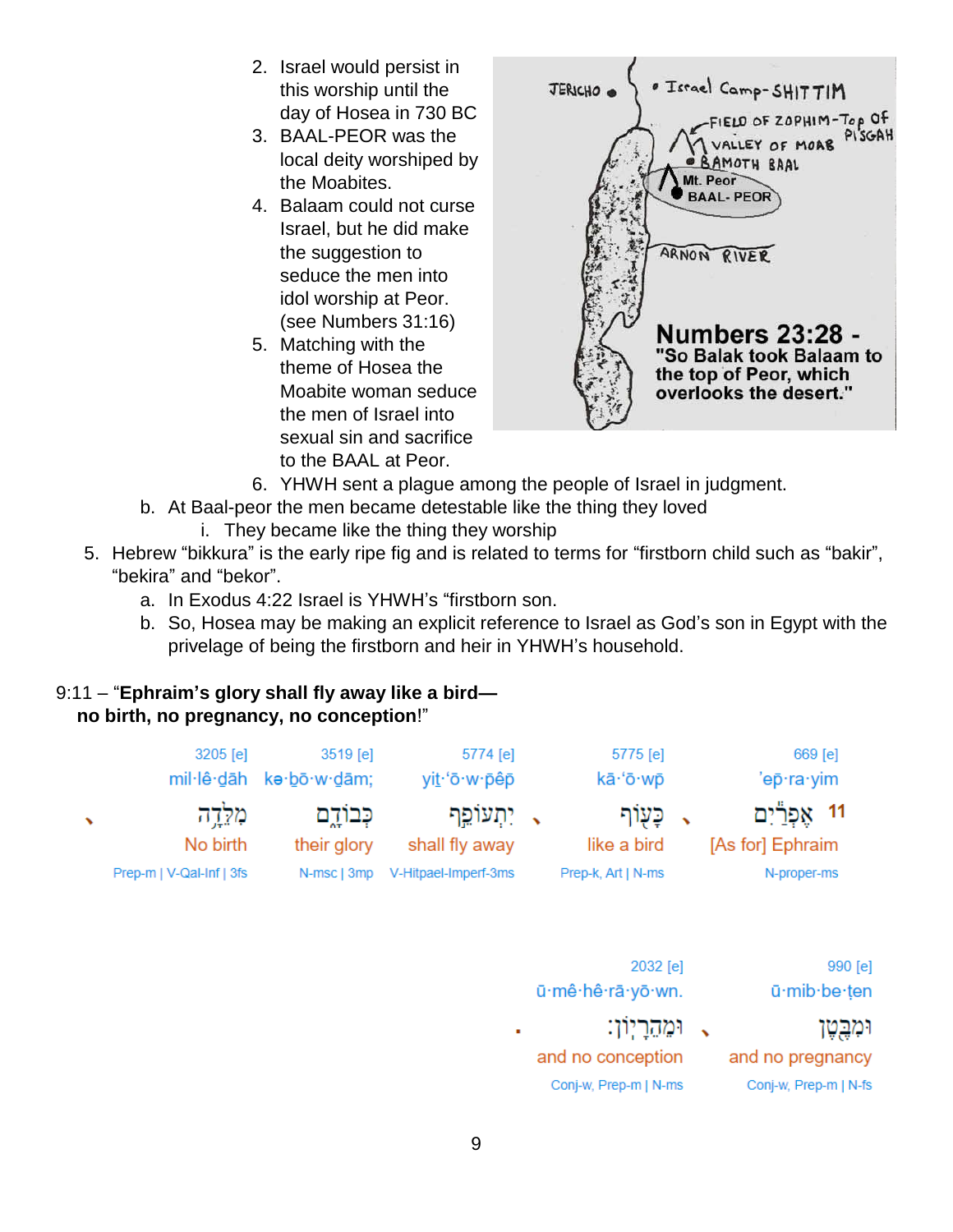2. Israel would persist in this worship until the day of Hosea in 730 BC
3. BAAL-PEOR was the local deity worshiped by the Moabites.
4. Balaam could not curse Israel, but he did make the suggestion to seduce the men into idol worship at Peor. (see Numbers 31:16)
5. Matching with the theme of Hosea the Moabite woman seduce the men of Israel into sexual sin and sacrifice to the BAAL at Peor.

JERICHO • Israel Camp-SHITTIM — FIELD OF ZOPHIM-Top of PISGAH — VALLEY OF MOAB — BAMOTH BAAL — Mt. Peor BAAL-PEOR — ARNON RIVER

**Numbers 23:28 - "So Balak took Balaam to the top of Peor, which overlooks the desert."**

6. YHWH sent a plague among the people of Israel in judgment.

b. At Baal-peor the men became detestable like the thing they loved
   i. They became like the thing they worship

5. Hebrew "bikkura" is the early ripe fig and is related to terms for "firstborn child such as "bakir", "bekira" and "bekor".
   a. In Exodus 4:22 Israel is YHWH's "firstborn son.
   b. So, Hosea may be making an explicit reference to Israel as God's son in Egypt with the privelage of being the firstborn and heir in YHWH's household.

9:11 – "**Ephraim's glory shall fly away like a bird— no birth, no pregnancy, no conception**!"

| 11 | | | | | |
|---|---|---|---|---|---|
| 669 [e] | 5775 [e] | 5774 [e] | 3519 [e] | 3205 [e] | |
| 'ep̄·ra·yim | kā·'ō·wp̄ | yiṯ·'ō·w·p̄êp̄ | kə·ḇō·w·ḏām; | mil·lê·ḏāh | |
| אֶפְרַ֔יִם | כָּע֖וֹף | יִתְעוֹפֵ֣ף | כְּבוֹדָ֑ם | מִלֵּדָ֥ה | |
| [As for] Ephraim | like a bird | shall fly away | their glory | No birth | |
| N-proper-ms | Prep-k, Art \| N-ms | V-Hitpael-Imperf-3ms | N-msc \| 3mp | Prep-m \| V-Qal-Inf \| 3fs | |
| 990 [e] | 2032 [e] | | | | |
| ū·mib·be·ṭen | ū·mê·hê·rā·yō·wn. | | | | |
| וּמִבֶּ֖טֶן | וּמֵהֵרָיֽוֹן׃ | | | | |
| and no pregnancy | and no conception | | | | |
| Conj-w, Prep-m \| N-fs | Conj-w, Prep-m \| N-ms | | | | |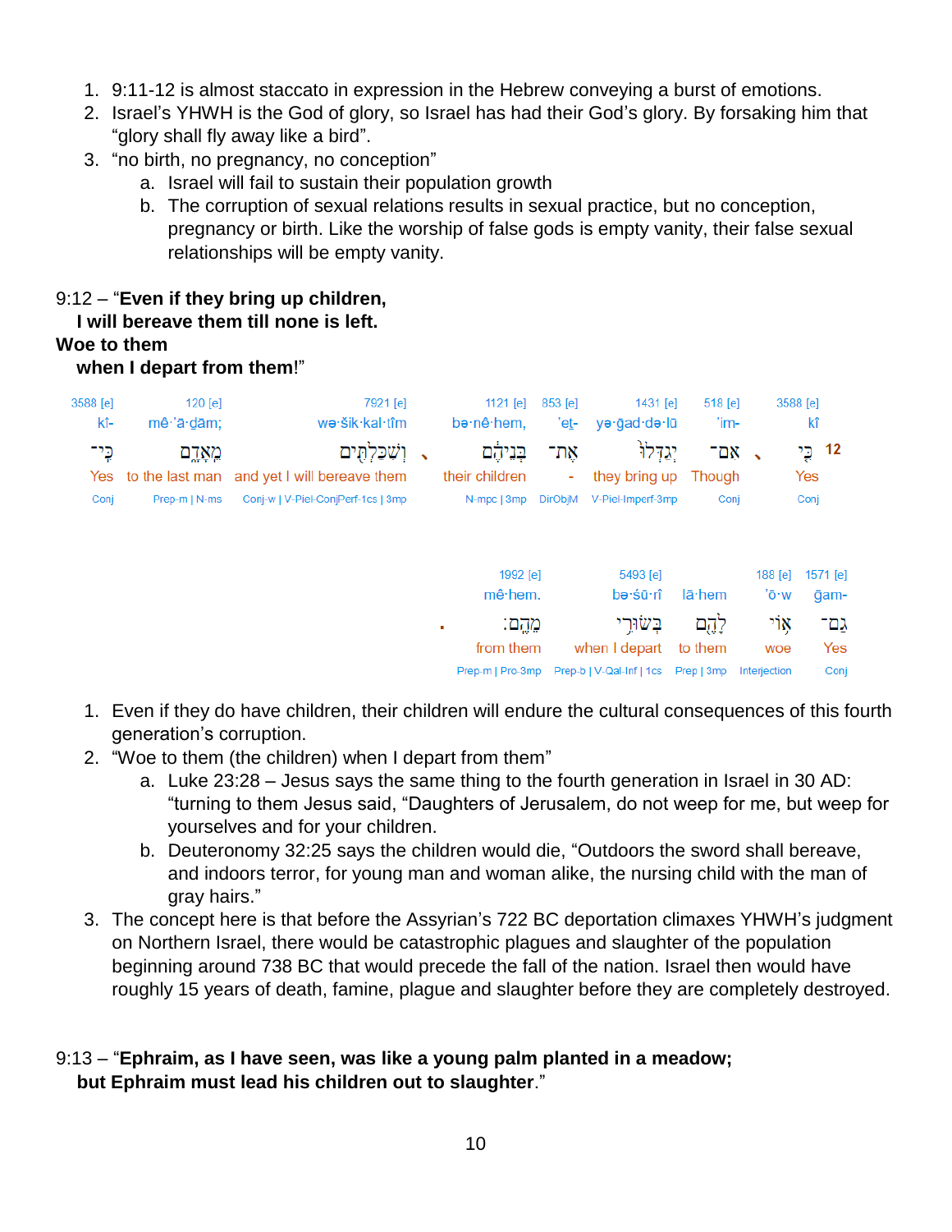1. 9:11-12 is almost staccato in expression in the Hebrew conveying a burst of emotions.
2. Israel's YHWH is the God of glory, so Israel has had their God's glory. By forsaking him that "glory shall fly away like a bird".
3. "no birth, no pregnancy, no conception"
   a. Israel will fail to sustain their population growth
   b. The corruption of sexual relations results in sexual practice, but no conception, pregnancy or birth. Like the worship of false gods is empty vanity, their false sexual relationships will be empty vanity.

9:12 – "**Even if they bring up children,**
**I will bereave them till none is left.**
**Woe to them**
**when I depart from them**!"

| 3588 [e] | 120 [e] | 7921 [e] | 1121 [e] | 853 [e] | 1431 [e] | 518 [e] | 3588 [e] | |
|---|---|---|---|---|---|---|---|---|
| kî- | mê·'ā·ḏām; | wə·šik·kal·tîm | bə·nê·hem, | 'eṯ- | yə·ḡad·də·lū | 'im- | kî | |
| כִּֽי־ | מֵֽאָדָ֑ם | וְשִׁכַּלְתִּ֖ים | בְּנֵיהֶ֔ם | אֶת־ | יְגַדְּלוּ֙ | אִם־ | כִּ֤י | 12 |
| Yes | to the last man | and yet I will bereave them | their children | - | they bring up | Though | Yes | |
| Conj | Prep-m \| N-ms | Conj-w \| V-Piel-ConjPerf-1cs \| 3mp | N-mpc \| 3mp | DirObjM | V-Piel-Imperf-3mp | Conj | Conj | |

| 1992 [e] | 5493 [e] | | 188 [e] | 1571 [e] |
|---|---|---|---|---|
| mê·hem. | bə·śū·rî | lā·hem | 'ō·w | ḡam- |
| מֵהֶֽם׃ | בְּשׂוּרִ֥י | לָהֶ֖ם | א֥וֹי | גַם־ |
| from them | when I depart | to them | woe | Yes |
| Prep-m \| Pro-3mp | Prep-b \| V-Qal-Inf \| 1cs | Prep \| 3mp | Interjection | Conj |

1. Even if they do have children, their children will endure the cultural consequences of this fourth generation's corruption.
2. "Woe to them (the children) when I depart from them"
   a. Luke 23:28 – Jesus says the same thing to the fourth generation in Israel in 30 AD: "turning to them Jesus said, "Daughters of Jerusalem, do not weep for me, but weep for yourselves and for your children.
   b. Deuteronomy 32:25 says the children would die, "Outdoors the sword shall bereave, and indoors terror, for young man and woman alike, the nursing child with the man of gray hairs."
3. The concept here is that before the Assyrian's 722 BC deportation climaxes YHWH's judgment on Northern Israel, there would be catastrophic plagues and slaughter of the population beginning around 738 BC that would precede the fall of the nation. Israel then would have roughly 15 years of death, famine, plague and slaughter before they are completely destroyed.

9:13 – "**Ephraim, as I have seen, was like a young palm planted in a meadow;**
**but Ephraim must lead his children out to slaughter**."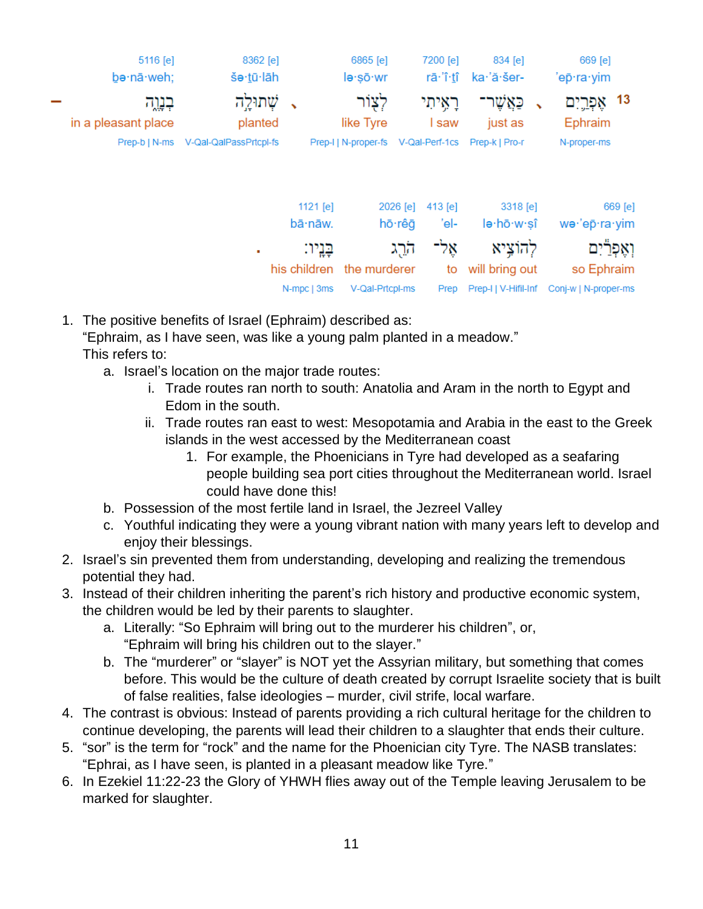| 5116 [e] | 8362 [e] | 6865 [e] | 7200 [e] | 834 [e] | 669 [e] | |
|---|---|---|---|---|---|---|
| bə·nā·weh; | šə·ṯū·lāh | lə·ṣō·wr | rā·'î·ṯî | ka·'ă·šer- | 'ep̄·ra·yim | |
| בְנָוֶ֑ה | שְׁתוּלָ֣ה | לְצ֖וֹר | רָאִ֥יתִי | כַּאֲשֶׁר־ | אֶפְרַ֛יִם | 13 |
| in a pleasant place | planted | like Tyre | I saw | just as | Ephraim | |
| Prep-b \| N-ms | V-Qal-QalPassPrtcpl-fs | Prep-l \| N-proper-fs | V-Qal-Perf-1cs | Prep-k \| Pro-r | N-proper-ms | |

| 1121 [e] | 2026 [e] | 413 [e] | 3318 [e] | 669 [e] |
|---|---|---|---|---|
| bā·nāw. | hō·rêḡ | 'el- | lə·hō·w·ṣî | wə·'ep̄·ra·yim |
| בָּנָֽיו׃ | הֹרֵ֥ג | אֶל־ | לְהוֹצִ֖יא | וְאֶפְרַ֕יִם |
| his children | the murderer | to | will bring out | so Ephraim |
| N-mpc \| 3ms | V-Qal-Prtcpl-ms | Prep | Prep-l \| V-Hifil-Inf | Conj-w \| N-proper-ms |

1. The positive benefits of Israel (Ephraim) described as:
   "Ephraim, as I have seen, was like a young palm planted in a meadow."
   This refers to:
   a. Israel's location on the major trade routes:
      i. Trade routes ran north to south: Anatolia and Aram in the north to Egypt and Edom in the south.
      ii. Trade routes ran east to west: Mesopotamia and Arabia in the east to the Greek islands in the west accessed by the Mediterranean coast
         1. For example, the Phoenicians in Tyre had developed as a seafaring people building sea port cities throughout the Mediterranean world. Israel could have done this!
   b. Possession of the most fertile land in Israel, the Jezreel Valley
   c. Youthful indicating they were a young vibrant nation with many years left to develop and enjoy their blessings.
2. Israel's sin prevented them from understanding, developing and realizing the tremendous potential they had.
3. Instead of their children inheriting the parent's rich history and productive economic system, the children would be led by their parents to slaughter.
   a. Literally: "So Ephraim will bring out to the murderer his children", or, "Ephraim will bring his children out to the slayer."
   b. The "murderer" or "slayer" is NOT yet the Assyrian military, but something that comes before. This would be the culture of death created by corrupt Israelite society that is built of false realities, false ideologies – murder, civil strife, local warfare.
4. The contrast is obvious: Instead of parents providing a rich cultural heritage for the children to continue developing, the parents will lead their children to a slaughter that ends their culture.
5. "sor" is the term for "rock" and the name for the Phoenician city Tyre. The NASB translates: "Ephrai, as I have seen, is planted in a pleasant meadow like Tyre."
6. In Ezekiel 11:22-23 the Glory of YHWH flies away out of the Temple leaving Jerusalem to be marked for slaughter.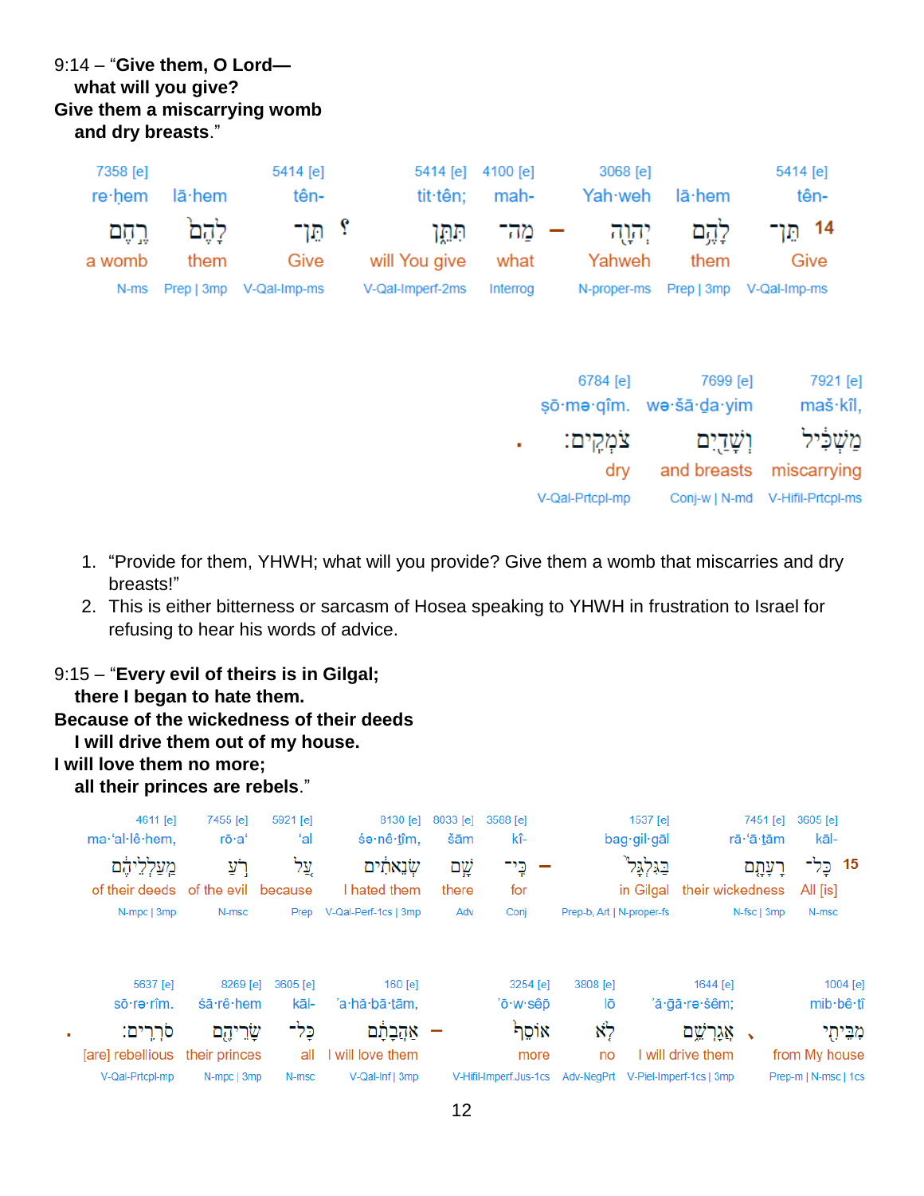9:14 – "**Give them, O Lord—**
**what will you give?**
**Give them a miscarrying womb**
**and dry breasts**."

| 7358 [e] | | 5414 [e] | | 5414 [e] | 4100 [e] | | 3068 [e] | | 5414 [e] |
|---|---|---|---|---|---|---|---|---|---|
| re·ḥem | lā·hem | tên- | | tit·tên; | mah- | | Yah·weh | lā·hem | tên- |
| רֶ֣חֶם | לָהֶם֙ | תֵּן־ | ؟ | תִּתֵּ֑ן | מַה־ | – | יְהוָ֖ה | לָהֶ֥ם | 14 תֵּן־ |
| a womb | them | Give | | will You give | what | | Yahweh | them | Give |
| N-ms | Prep \| 3mp | V-Qal-Imp-ms | | V-Qal-Imperf-2ms | Interrog | | N-proper-ms | Prep \| 3mp | V-Qal-Imp-ms |

| | 6784 [e] | 7699 [e] | 7921 [e] |
|---|---|---|---|
| | ṣō·mə·qîm. | wə·šā·ḏa·yim | maš·kîl, |
| . | צֹמְקִֽים׃ | וְשָׁדַ֖יִם | מַשְׁכִּ֔יל |
| | dry | and breasts | miscarrying |
| | V-Qal-Prtcpl-mp | Conj-w \| N-md | V-Hifil-Prtcpl-ms |

1. "Provide for them, YHWH; what will you provide? Give them a womb that miscarries and dry breasts!"
2. This is either bitterness or sarcasm of Hosea speaking to YHWH in frustration to Israel for refusing to hear his words of advice.

9:15 – "**Every evil of theirs is in Gilgal;**
**there I began to hate them.**
**Because of the wickedness of their deeds**
**I will drive them out of my house.**
**I will love them no more;**
**all their princes are rebels**."

| 4611 [e] | 7455 [e] | 5921 [e] | 8130 [e] | 8033 [e] | 3588 [e] | | 1537 [e] | 7451 [e] | 3605 [e] |
|---|---|---|---|---|---|---|---|---|---|
| ma·'al·lê·hem, | rō·a' | 'al | śə·nê·tîm, | šām | kî- | | bag·gil·gāl | rā·'ā·ṯām | kāl- |
| מַֽעַלְלֵיהֶ֔ם | רֹ֚עַ | עַ֣ל | שְׂנֵאתִ֔ים | שָׁ֣ם | כִּֽי־ | – | בַּגִּלְגָּל֙ | רָעָתָ֤ם | 15 כָּל־ |
| of their deeds | of the evil | because | I hated them | there | for | | in Gilgal | their wickedness | All [is] |
| N-mpc \| 3mp | N-msc | Prep | V-Qal-Perf-1cs \| 3mp | Adv | Conj | | Prep-b, Art \| N-proper-fs | N-fsc \| 3mp | N-msc |

| | 5637 [e] | 8269 [e] | 3605 [e] | 160 [e] | | 3254 [e] | 3808 [e] | 1644 [e] | | 1004 [e] |
|---|---|---|---|---|---|---|---|---|---|---|
| | sō·rə·rîm. | śā·rê·hem | kāl- | 'a·hă·bā·ṯām, | | 'ō·w·sêp̄ | lō | 'ă·ḡā·re·šêm; | | mib·bê·ṯî |
| . | סֹרְרִֽים׃ | שָׂרֵיהֶ֖ם | כָּל־ | אַהֲבָתָ֔ם | – | א֣וֹסֵף | לֹ֥א | אֲגָרְשֵׁ֑ם | ، | מִבֵּיתִ֖י |
| | [are] rebellious | their princes | all | I will love them | | more | no | I will drive them | | from My house |
| | V-Qal-Prtcpl-mp | N-mpc \| 3mp | N-msc | V-Qal-Inf \| 3mp | | V-Hifil-Imperf.Jus-1cs | Adv-NegPrt | V-Piel-Imperf-1cs \| 3mp | | Prep-m \| N-msc \| 1cs |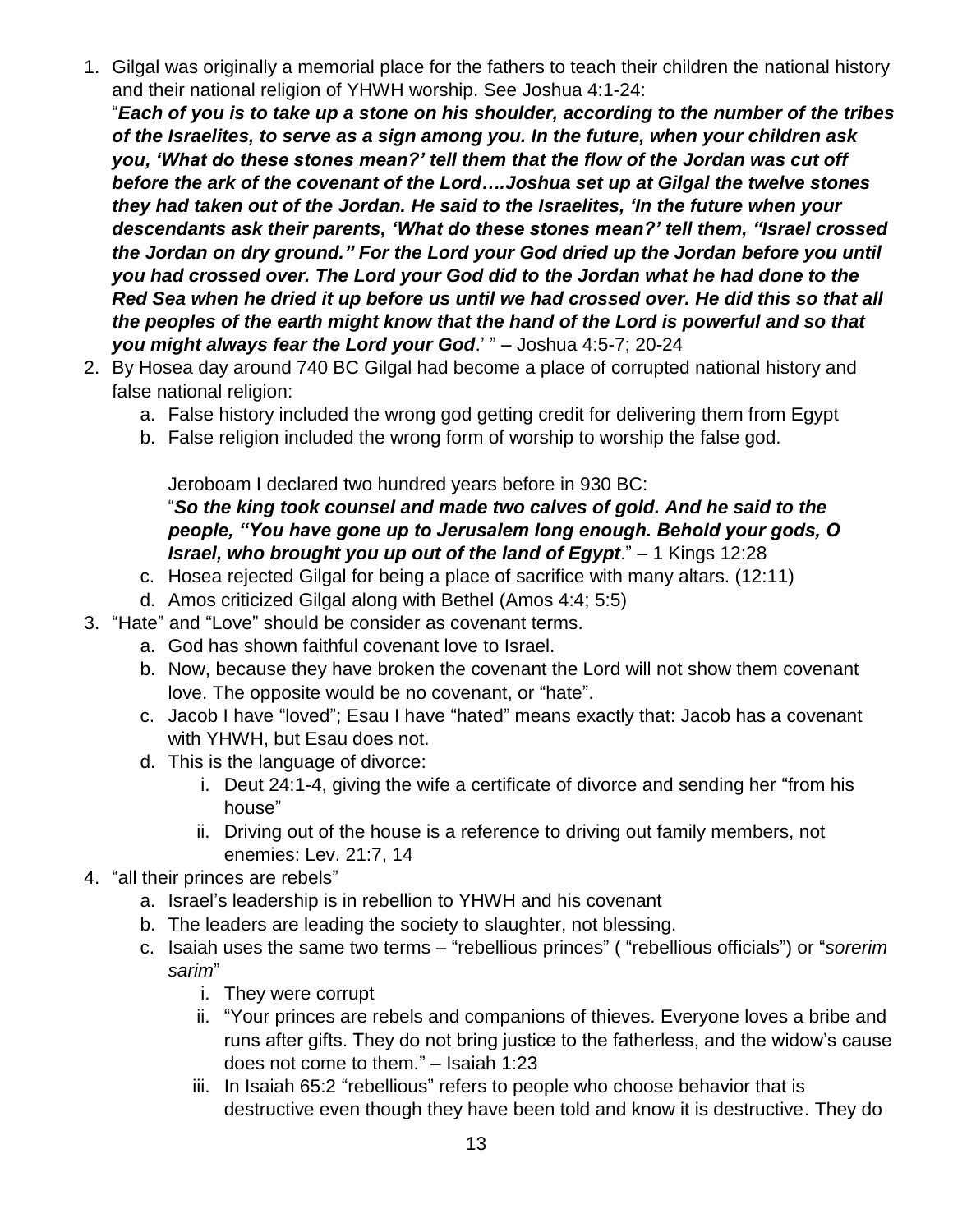1. Gilgal was originally a memorial place for the fathers to teach their children the national history and their national religion of YHWH worship. See Joshua 4:1-24:
   "***Each of you is to take up a stone on his shoulder, according to the number of the tribes of the Israelites, to serve as a sign among you. In the future, when your children ask you, 'What do these stones mean?' tell them that the flow of the Jordan was cut off before the ark of the covenant of the Lord….Joshua set up at Gilgal the twelve stones they had taken out of the Jordan. He said to the Israelites, 'In the future when your descendants ask their parents, 'What do these stones mean?' tell them, "Israel crossed the Jordan on dry ground." For the Lord your God dried up the Jordan before you until you had crossed over. The Lord your God did to the Jordan what he had done to the Red Sea when he dried it up before us until we had crossed over. He did this so that all the peoples of the earth might know that the hand of the Lord is powerful and so that you might always fear the Lord your God***.' " – Joshua 4:5-7; 20-24
2. By Hosea day around 740 BC Gilgal had become a place of corrupted national history and false national religion:
   a. False history included the wrong god getting credit for delivering them from Egypt
   b. False religion included the wrong form of worship to worship the false god.

      Jeroboam I declared two hundred years before in 930 BC:
      "***So the king took counsel and made two calves of gold. And he said to the people, "You have gone up to Jerusalem long enough. Behold your gods, O Israel, who brought you up out of the land of Egypt***." – 1 Kings 12:28
   c. Hosea rejected Gilgal for being a place of sacrifice with many altars. (12:11)
   d. Amos criticized Gilgal along with Bethel (Amos 4:4; 5:5)
3. "Hate" and "Love" should be consider as covenant terms.
   a. God has shown faithful covenant love to Israel.
   b. Now, because they have broken the covenant the Lord will not show them covenant love. The opposite would be no covenant, or "hate".
   c. Jacob I have "loved"; Esau I have "hated" means exactly that: Jacob has a covenant with YHWH, but Esau does not.
   d. This is the language of divorce:
      i. Deut 24:1-4, giving the wife a certificate of divorce and sending her "from his house"
      ii. Driving out of the house is a reference to driving out family members, not enemies: Lev. 21:7, 14
4. "all their princes are rebels"
   a. Israel's leadership is in rebellion to YHWH and his covenant
   b. The leaders are leading the society to slaughter, not blessing.
   c. Isaiah uses the same two terms – "rebellious princes" ( "rebellious officials") or "*sorerim sarim*"
      i. They were corrupt
      ii. "Your princes are rebels and companions of thieves. Everyone loves a bribe and runs after gifts. They do not bring justice to the fatherless, and the widow's cause does not come to them." – Isaiah 1:23
      iii. In Isaiah 65:2 "rebellious" refers to people who choose behavior that is destructive even though they have been told and know it is destructive. They do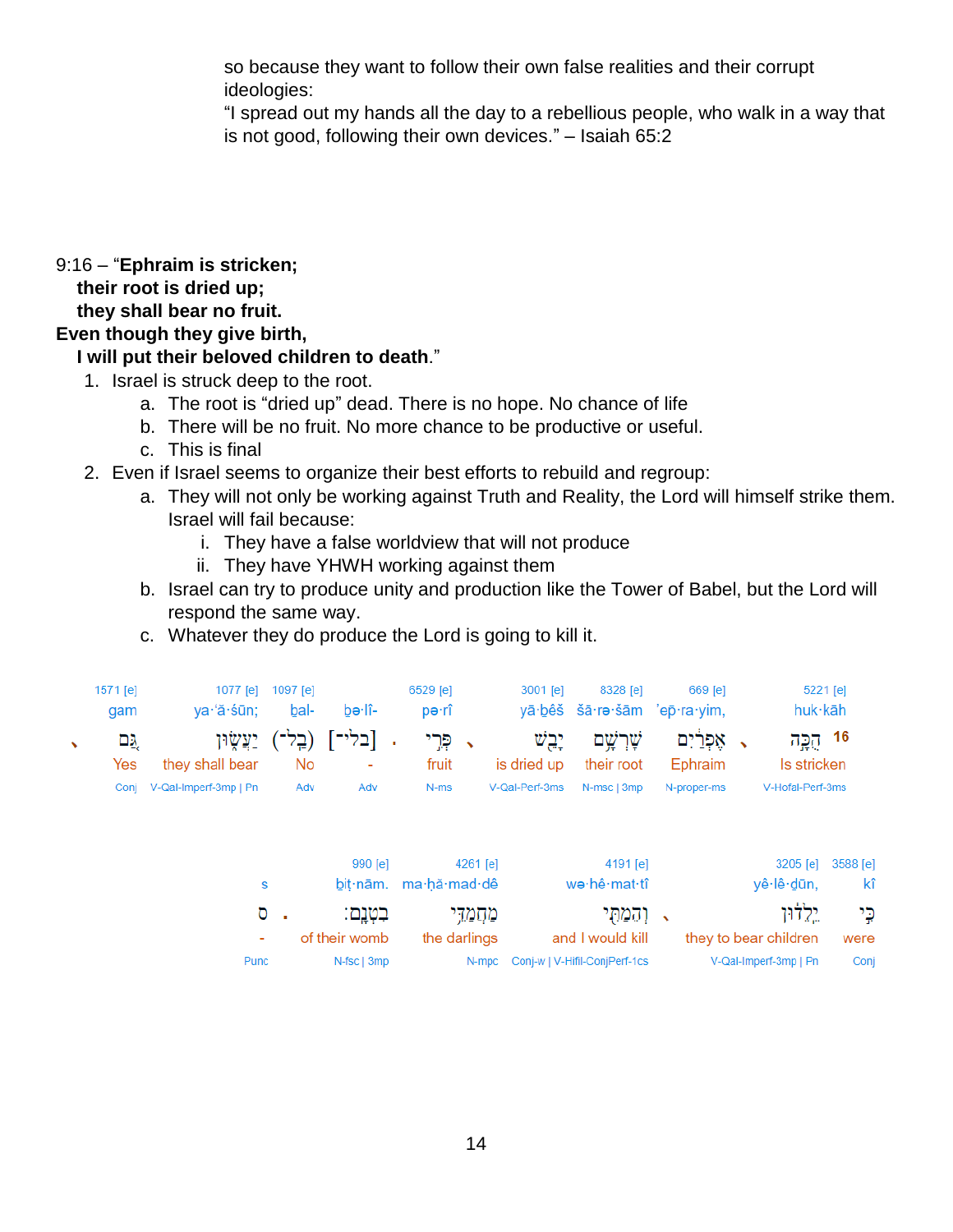so because they want to follow their own false realities and their corrupt ideologies:
“I spread out my hands all the day to a rebellious people, who walk in a way that is not good, following their own devices.” – Isaiah 65:2

9:16 – “**Ephraim is stricken;**
**their root is dried up;**
**they shall bear no fruit.**
**Even though they give birth,**
**I will put their beloved children to death**.”

1. Israel is struck deep to the root.
   a. The root is “dried up” dead. There is no hope. No chance of life
   b. There will be no fruit. No more chance to be productive or useful.
   c. This is final
2. Even if Israel seems to organize their best efforts to rebuild and regroup:
   a. They will not only be working against Truth and Reality, the Lord will himself strike them. Israel will fail because:
      i. They have a false worldview that will not produce
      ii. They have YHWH working against them
   b. Israel can try to produce unity and production like the Tower of Babel, but the Lord will respond the same way.
   c. Whatever they do produce the Lord is going to kill it.

| 1571 [e] | 1077 [e] | 1097 [e] | | 6529 [e] | 3001 [e] | 8328 [e] | 669 [e] | 5221 [e] |
|---|---|---|---|---|---|---|---|---|
| gam | ya·‘ă·śūn; | ḇal- | bə·lî- | pə·rî | yā·ḇêš | šā·rə·šām | ’ep̄·ra·yim, | huk·kāh |
| גַּ֣ם ׀ | יַעֲשׂ֑וּן | (בַּל־) | [בלי־] | פְּרִ֖י ׀ | יָבֵ֔שׁ | שָׁרְשָׁ֣ם | אֶפְרַ֗יִם ׀ | הֻכָּ֣ה 16 |
| Yes | they shall bear | No | - | fruit | is dried up | their root | Ephraim | Is stricken |
| Conj | V-Qal-Imperf-3mp \| Pn | Adv | Adv | N-ms | V-Qal-Perf-3ms | N-msc \| 3mp | N-proper-ms | V-Hofal-Perf-3ms |

| | 990 [e] | 4261 [e] | 4191 [e] | 3205 [e] | 3588 [e] |
|---|---|---|---|---|---|
| s | biṭ·nām. | ma·ḥă·mad·dê | wə·hê·mat·tî | yê·lê·ḏūn, | kî |
| ס | בִטְנָֽם׃ | מַחֲמַדֵּ֥י | וְהֵמַתִּ֖י ׀ | יֵֽלֵד֔וּן | כִּ֣י |
| - | of their womb | the darlings | and I would kill | they to bear children | were |
| Punc | N-fsc \| 3mp | N-mpc | Conj-w \| V-Hifil-ConjPerf-1cs | V-Qal-Imperf-3mp \| Pn | Conj |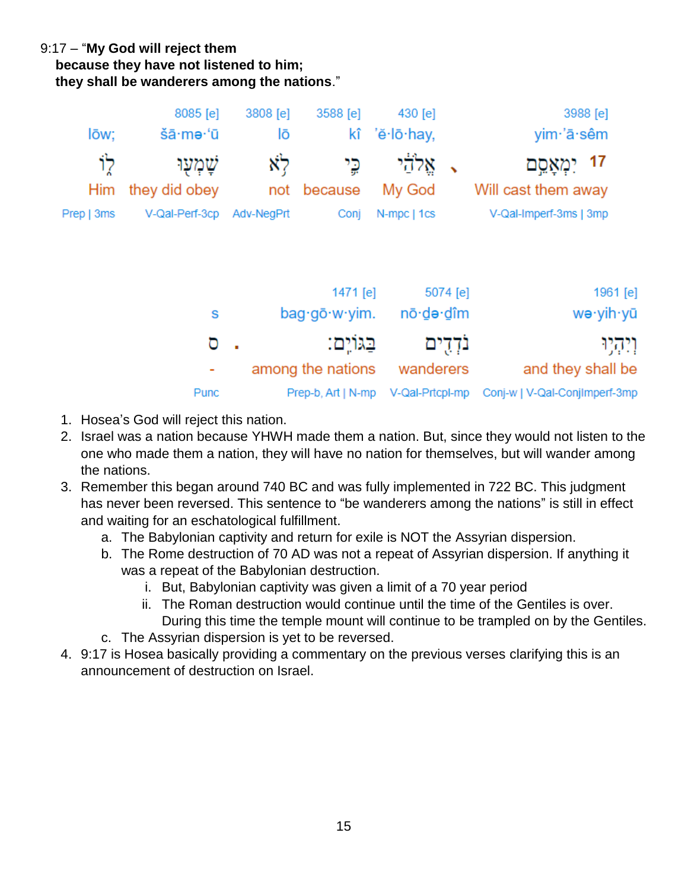9:17 – “**My God will reject them**
**because they have not listened to him;**
**they shall be wanderers among the nations**.”

| | | | | | |
|---|---|---|---|---|---|
| | 8085 [e] | 3808 [e] | 3588 [e] | 430 [e] | 3988 [e] |
| lōw; | šā·mə·‘ū | lō | kî | ’ĕ·lō·hay, | yim·’ā·sêm |
| לֹ֖ו | שָׁמְע֖וּ | לֹ֥א | כִּ֛י | אֱלֹהַ֔י ، | יִמְאָסֵ֣ם 17 |
| Him | they did obey | not | because | My God | Will cast them away |
| Prep \| 3ms | V-Qal-Perf-3cp | Adv-NegPrt | Conj | N-mpc \| 1cs | V-Qal-Imperf-3ms \| 3mp |

| | | | |
|---|---|---|---|
| | 1471 [e] | 5074 [e] | 1961 [e] |
| s | bag·gō·w·yim. | nō·ḏə·ḏîm | wə·yih·yū |
| ס . | בַּגּוֹיִֽם׃ | נֹדְדִ֖ים | וְיִהְי֥וּ |
| - | among the nations | wanderers | and they shall be |
| Punc | Prep-b, Art \| N-mp | V-Qal-Prtcpl-mp | Conj-w \| V-Qal-ConjImperf-3mp |

1. Hosea’s God will reject this nation.
2. Israel was a nation because YHWH made them a nation. But, since they would not listen to the one who made them a nation, they will have no nation for themselves, but will wander among the nations.
3. Remember this began around 740 BC and was fully implemented in 722 BC. This judgment has never been reversed. This sentence to “be wanderers among the nations” is still in effect and waiting for an eschatological fulfillment.
   a. The Babylonian captivity and return for exile is NOT the Assyrian dispersion.
   b. The Rome destruction of 70 AD was not a repeat of Assyrian dispersion. If anything it was a repeat of the Babylonian destruction.
      i. But, Babylonian captivity was given a limit of a 70 year period
      ii. The Roman destruction would continue until the time of the Gentiles is over. During this time the temple mount will continue to be trampled on by the Gentiles.
   c. The Assyrian dispersion is yet to be reversed.
4. 9:17 is Hosea basically providing a commentary on the previous verses clarifying this is an announcement of destruction on Israel.